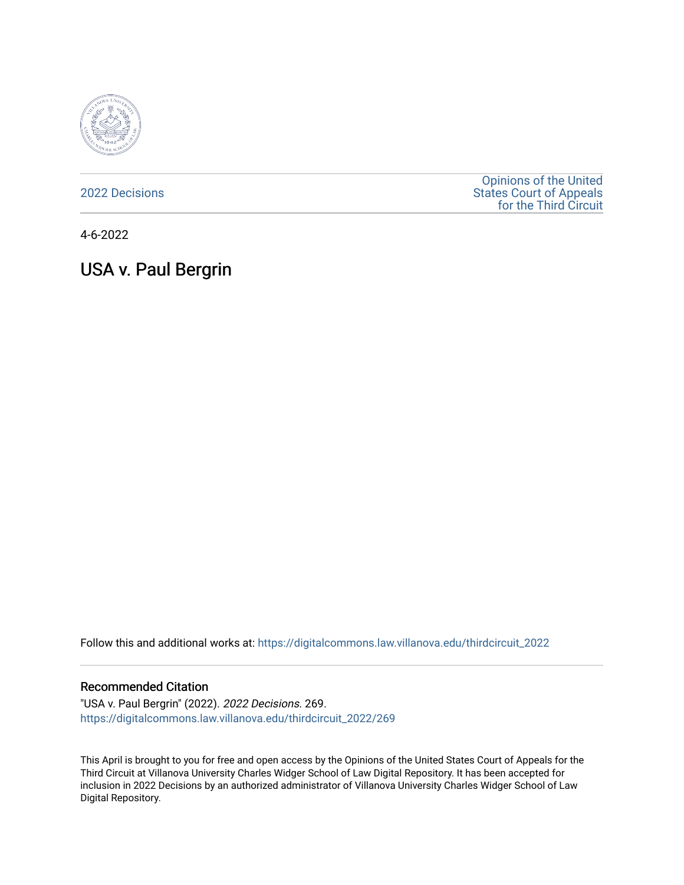2022 Decisions

Opinions of the United States Court of Appeals for the Third Circuit

4-6-2022

# USA v. Paul Bergrin

Follow this and additional works at: https://digitalcommons.law.villanova.edu/thirdcircuit_2022

## Recommended Citation

"USA v. Paul Bergrin" (2022). *2022 Decisions*. 269.
https://digitalcommons.law.villanova.edu/thirdcircuit_2022/269

This April is brought to you for free and open access by the Opinions of the United States Court of Appeals for the Third Circuit at Villanova University Charles Widger School of Law Digital Repository. It has been accepted for inclusion in 2022 Decisions by an authorized administrator of Villanova University Charles Widger School of Law Digital Repository.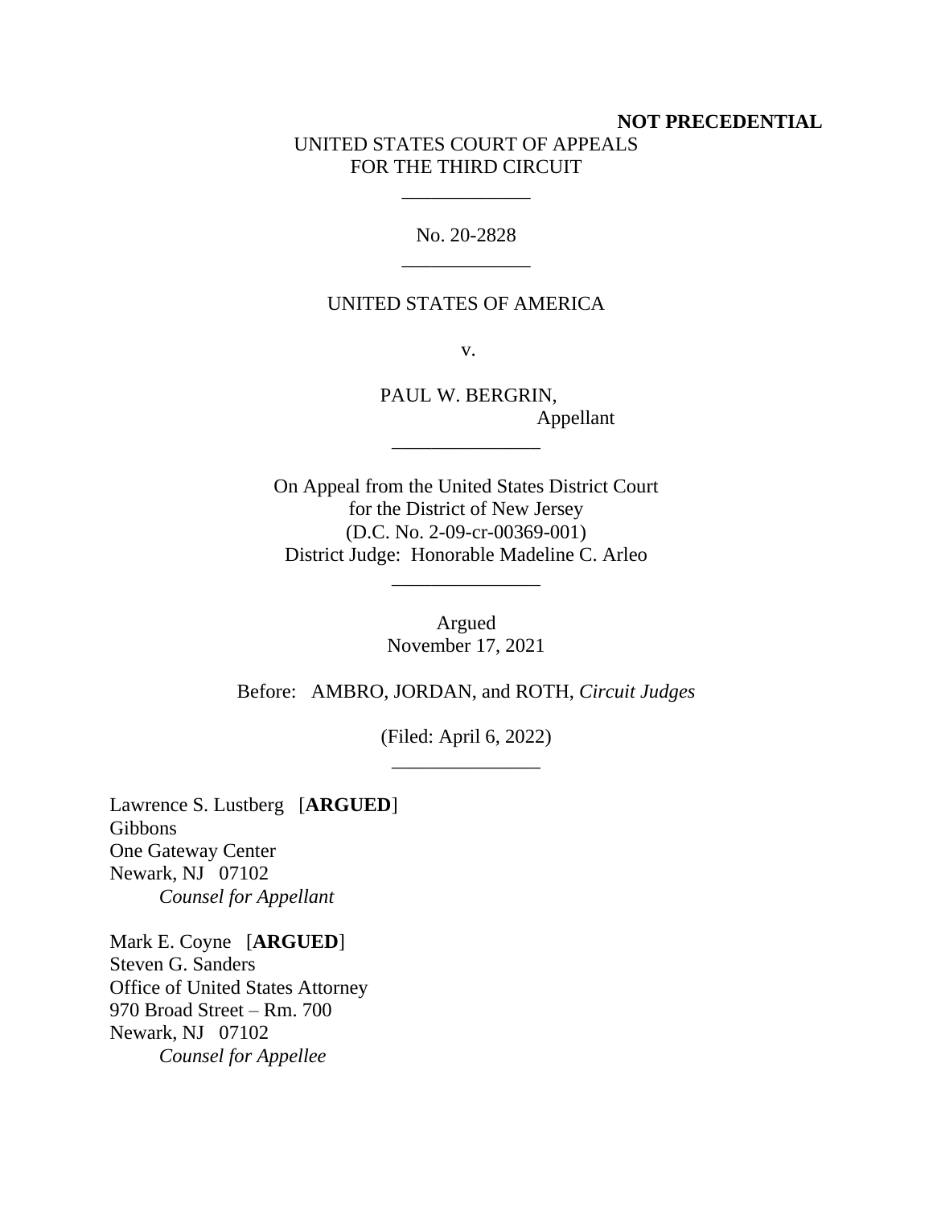**NOT PRECEDENTIAL**

UNITED STATES COURT OF APPEALS
FOR THE THIRD CIRCUIT

\_\_\_\_\_\_\_\_\_\_\_\_\_

No. 20-2828

\_\_\_\_\_\_\_\_\_\_\_\_\_

UNITED STATES OF AMERICA

v.

PAUL W. BERGRIN,
Appellant

\_\_\_\_\_\_\_\_\_\_\_\_\_\_\_

On Appeal from the United States District Court
for the District of New Jersey
(D.C. No. 2-09-cr-00369-001)
District Judge: Honorable Madeline C. Arleo

\_\_\_\_\_\_\_\_\_\_\_\_\_\_\_

Argued
November 17, 2021

Before: AMBRO, JORDAN, and ROTH, *Circuit Judges*

(Filed: April 6, 2022)

\_\_\_\_\_\_\_\_\_\_\_\_\_\_\_

Lawrence S. Lustberg [**ARGUED**]
Gibbons
One Gateway Center
Newark, NJ 07102
*Counsel for Appellant*

Mark E. Coyne [**ARGUED**]
Steven G. Sanders
Office of United States Attorney
970 Broad Street – Rm. 700
Newark, NJ 07102
*Counsel for Appellee*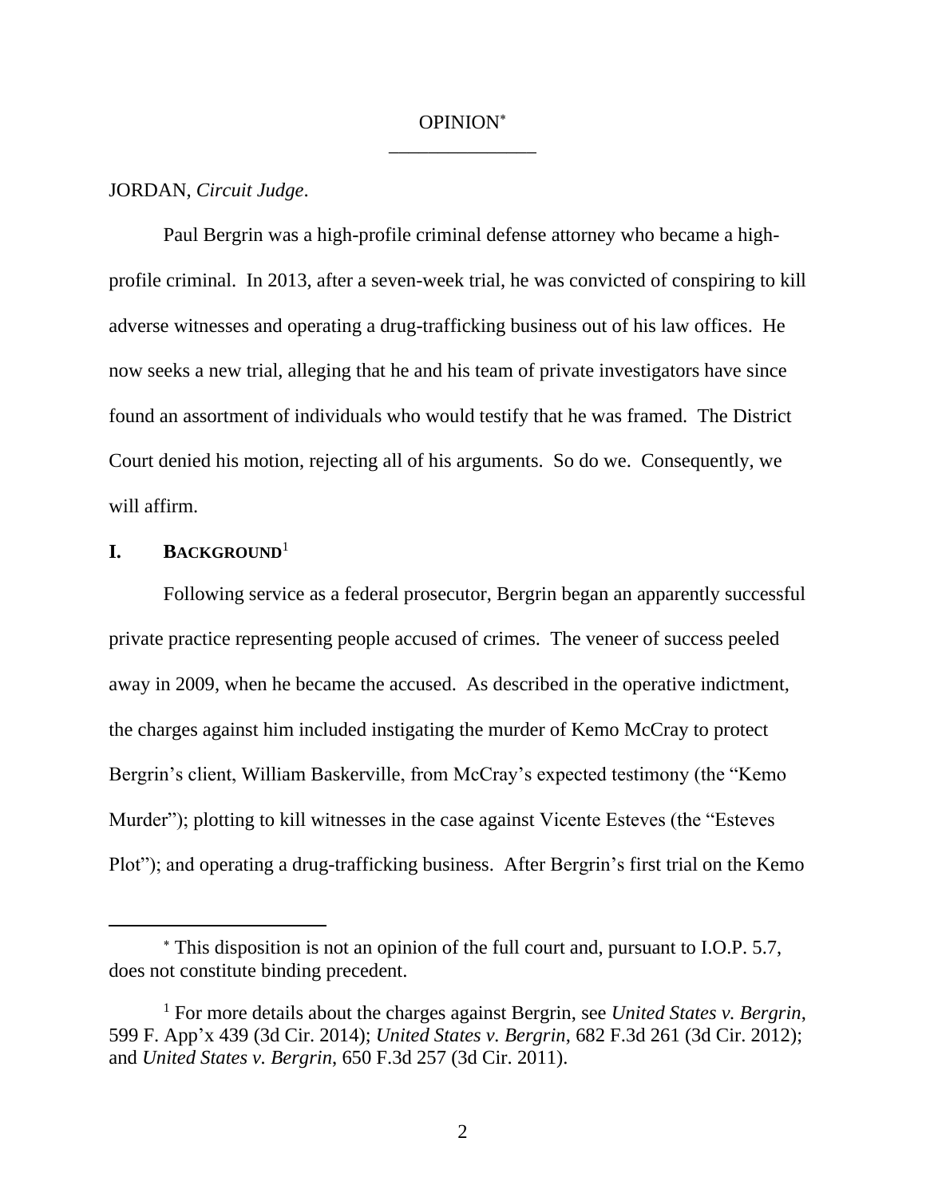OPINION[*]

---

JORDAN, *Circuit Judge*.

Paul Bergrin was a high-profile criminal defense attorney who became a high-profile criminal. In 2013, after a seven-week trial, he was convicted of conspiring to kill adverse witnesses and operating a drug-trafficking business out of his law offices. He now seeks a new trial, alleging that he and his team of private investigators have since found an assortment of individuals who would testify that he was framed. The District Court denied his motion, rejecting all of his arguments. So do we. Consequently, we will affirm.

## I. BACKGROUND[1]

Following service as a federal prosecutor, Bergrin began an apparently successful private practice representing people accused of crimes. The veneer of success peeled away in 2009, when he became the accused. As described in the operative indictment, the charges against him included instigating the murder of Kemo McCray to protect Bergrin's client, William Baskerville, from McCray's expected testimony (the "Kemo Murder"); plotting to kill witnesses in the case against Vicente Esteves (the "Esteves Plot"); and operating a drug-trafficking business. After Bergrin's first trial on the Kemo

---

[*] This disposition is not an opinion of the full court and, pursuant to I.O.P. 5.7, does not constitute binding precedent.

[1] For more details about the charges against Bergrin, see *United States v. Bergrin*, 599 F. App'x 439 (3d Cir. 2014); *United States v. Bergrin*, 682 F.3d 261 (3d Cir. 2012); and *United States v. Bergrin*, 650 F.3d 257 (3d Cir. 2011).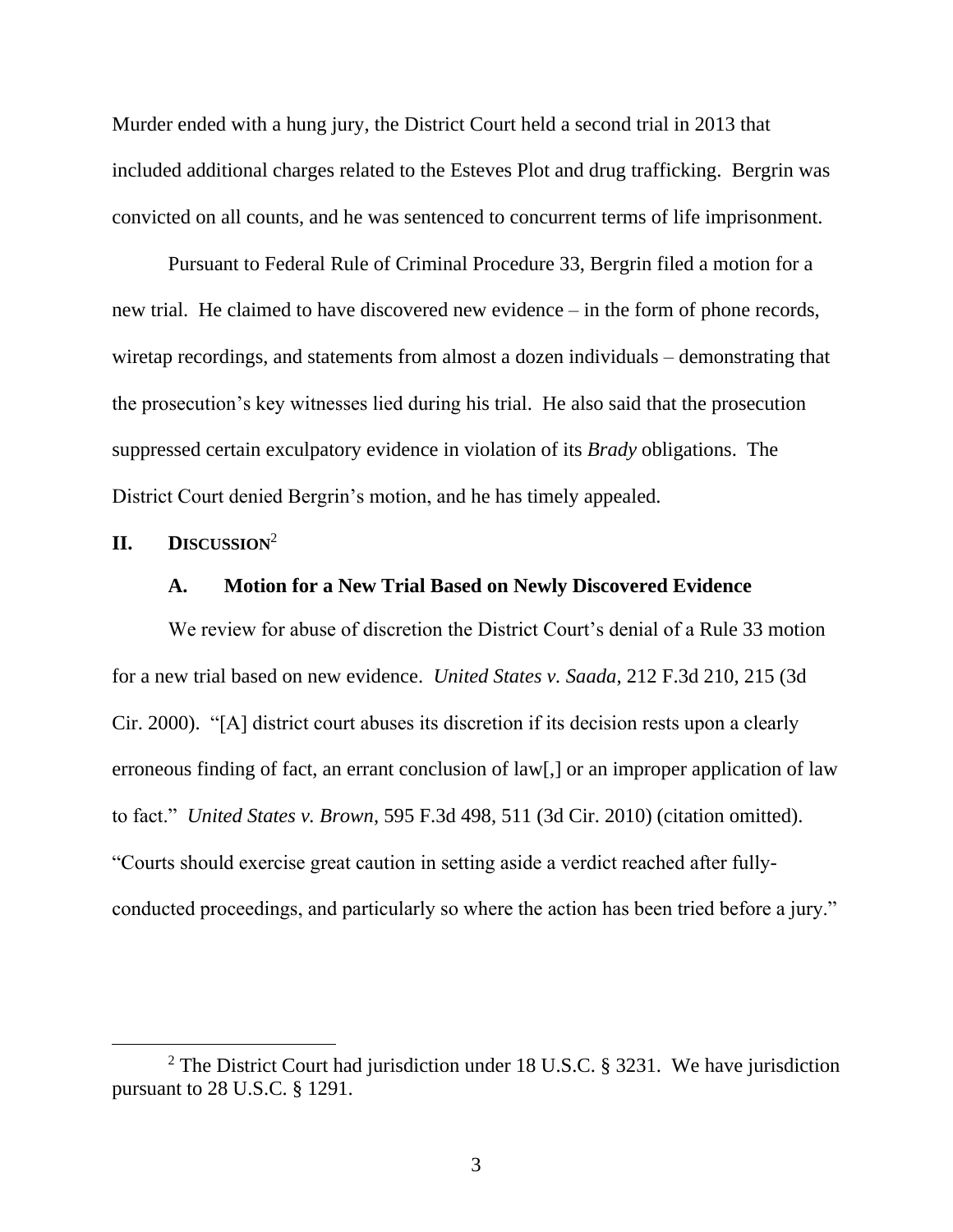Murder ended with a hung jury, the District Court held a second trial in 2013 that included additional charges related to the Esteves Plot and drug trafficking. Bergrin was convicted on all counts, and he was sentenced to concurrent terms of life imprisonment.

Pursuant to Federal Rule of Criminal Procedure 33, Bergrin filed a motion for a new trial. He claimed to have discovered new evidence – in the form of phone records, wiretap recordings, and statements from almost a dozen individuals – demonstrating that the prosecution's key witnesses lied during his trial. He also said that the prosecution suppressed certain exculpatory evidence in violation of its *Brady* obligations. The District Court denied Bergrin's motion, and he has timely appealed.

## II. DISCUSSION[2]

### A. Motion for a New Trial Based on Newly Discovered Evidence

We review for abuse of discretion the District Court's denial of a Rule 33 motion for a new trial based on new evidence. *United States v. Saada*, 212 F.3d 210, 215 (3d Cir. 2000). "[A] district court abuses its discretion if its decision rests upon a clearly erroneous finding of fact, an errant conclusion of law[,] or an improper application of law to fact." *United States v. Brown*, 595 F.3d 498, 511 (3d Cir. 2010) (citation omitted). "Courts should exercise great caution in setting aside a verdict reached after fully-conducted proceedings, and particularly so where the action has been tried before a jury."

[2] The District Court had jurisdiction under 18 U.S.C. § 3231. We have jurisdiction pursuant to 28 U.S.C. § 1291.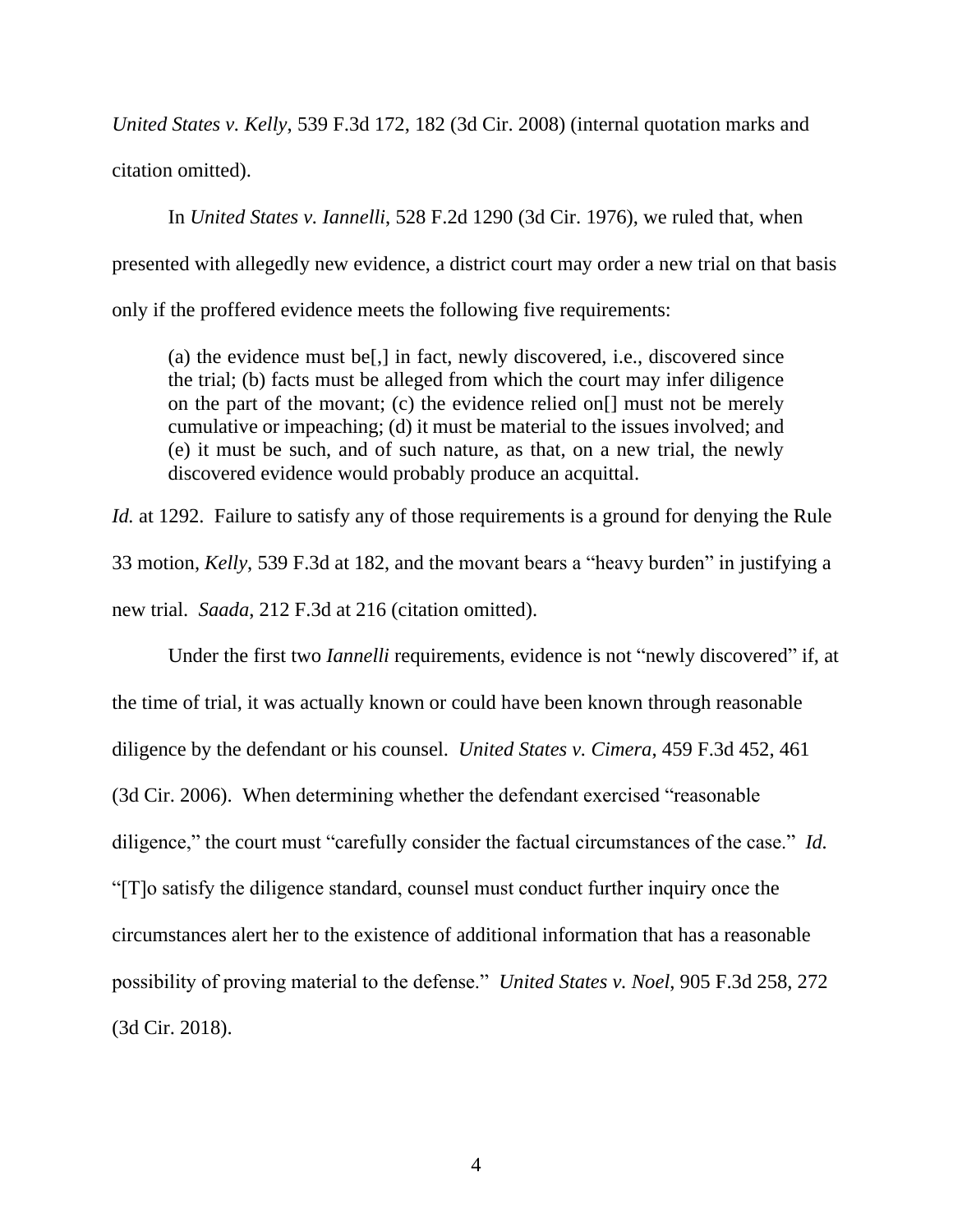*United States v. Kelly*, 539 F.3d 172, 182 (3d Cir. 2008) (internal quotation marks and citation omitted).

In *United States v. Iannelli*, 528 F.2d 1290 (3d Cir. 1976), we ruled that, when presented with allegedly new evidence, a district court may order a new trial on that basis only if the proffered evidence meets the following five requirements:

> (a) the evidence must be[,] in fact, newly discovered, i.e., discovered since the trial; (b) facts must be alleged from which the court may infer diligence on the part of the movant; (c) the evidence relied on[] must not be merely cumulative or impeaching; (d) it must be material to the issues involved; and (e) it must be such, and of such nature, as that, on a new trial, the newly discovered evidence would probably produce an acquittal.

*Id.* at 1292. Failure to satisfy any of those requirements is a ground for denying the Rule 33 motion, *Kelly*, 539 F.3d at 182, and the movant bears a "heavy burden" in justifying a new trial. *Saada*, 212 F.3d at 216 (citation omitted).

Under the first two *Iannelli* requirements, evidence is not "newly discovered" if, at the time of trial, it was actually known or could have been known through reasonable diligence by the defendant or his counsel. *United States v. Cimera*, 459 F.3d 452, 461 (3d Cir. 2006). When determining whether the defendant exercised "reasonable diligence," the court must "carefully consider the factual circumstances of the case." *Id.* "[T]o satisfy the diligence standard, counsel must conduct further inquiry once the circumstances alert her to the existence of additional information that has a reasonable possibility of proving material to the defense." *United States v. Noel*, 905 F.3d 258, 272 (3d Cir. 2018).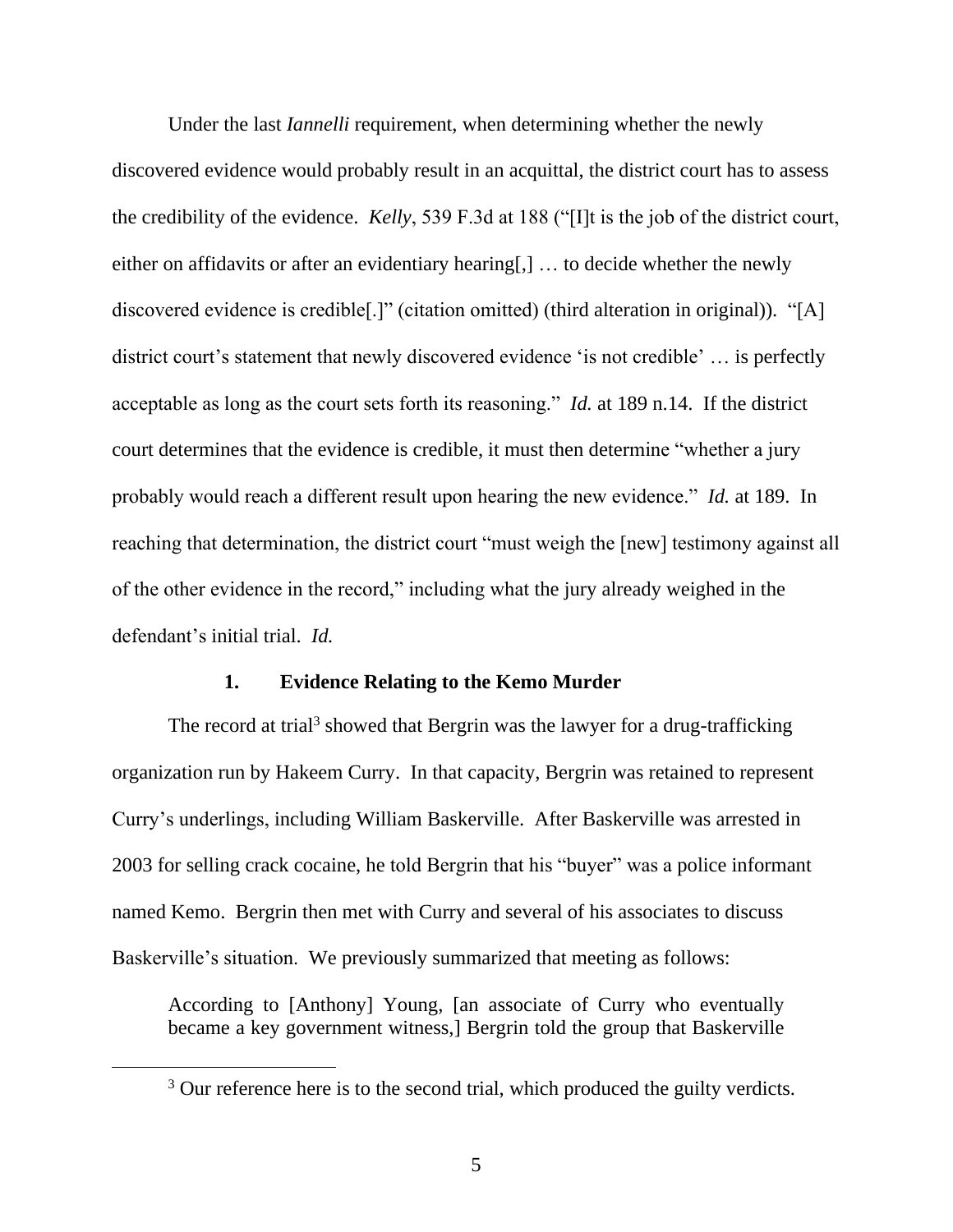Under the last *Iannelli* requirement, when determining whether the newly discovered evidence would probably result in an acquittal, the district court has to assess the credibility of the evidence. *Kelly*, 539 F.3d at 188 ("[I]t is the job of the district court, either on affidavits or after an evidentiary hearing[,] … to decide whether the newly discovered evidence is credible[.]" (citation omitted) (third alteration in original)). "[A] district court's statement that newly discovered evidence 'is not credible' … is perfectly acceptable as long as the court sets forth its reasoning." *Id.* at 189 n.14. If the district court determines that the evidence is credible, it must then determine "whether a jury probably would reach a different result upon hearing the new evidence." *Id.* at 189. In reaching that determination, the district court "must weigh the [new] testimony against all of the other evidence in the record," including what the jury already weighed in the defendant's initial trial. *Id.*

### 1. Evidence Relating to the Kemo Murder

The record at trial[3] showed that Bergrin was the lawyer for a drug-trafficking organization run by Hakeem Curry. In that capacity, Bergrin was retained to represent Curry's underlings, including William Baskerville. After Baskerville was arrested in 2003 for selling crack cocaine, he told Bergrin that his "buyer" was a police informant named Kemo. Bergrin then met with Curry and several of his associates to discuss Baskerville's situation. We previously summarized that meeting as follows:

> According to [Anthony] Young, [an associate of Curry who eventually became a key government witness,] Bergrin told the group that Baskerville

[3] Our reference here is to the second trial, which produced the guilty verdicts.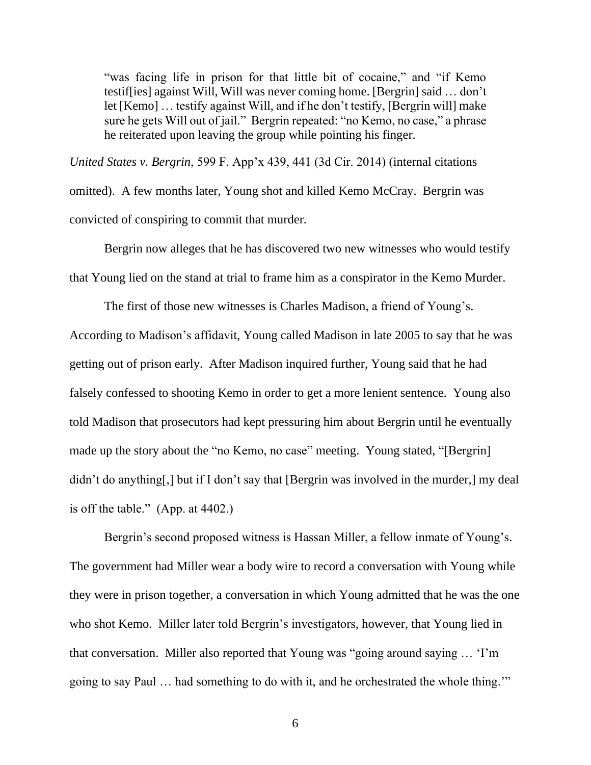> "was facing life in prison for that little bit of cocaine," and "if Kemo testif[ies] against Will, Will was never coming home. [Bergrin] said … don't let [Kemo] … testify against Will, and if he don't testify, [Bergrin will] make sure he gets Will out of jail." Bergrin repeated: "no Kemo, no case," a phrase he reiterated upon leaving the group while pointing his finger.

*United States v. Bergrin*, 599 F. App'x 439, 441 (3d Cir. 2014) (internal citations omitted). A few months later, Young shot and killed Kemo McCray. Bergrin was convicted of conspiring to commit that murder.

Bergrin now alleges that he has discovered two new witnesses who would testify that Young lied on the stand at trial to frame him as a conspirator in the Kemo Murder.

The first of those new witnesses is Charles Madison, a friend of Young's. According to Madison's affidavit, Young called Madison in late 2005 to say that he was getting out of prison early. After Madison inquired further, Young said that he had falsely confessed to shooting Kemo in order to get a more lenient sentence. Young also told Madison that prosecutors had kept pressuring him about Bergrin until he eventually made up the story about the "no Kemo, no case" meeting. Young stated, "[Bergrin] didn't do anything[,] but if I don't say that [Bergrin was involved in the murder,] my deal is off the table." (App. at 4402.)

Bergrin's second proposed witness is Hassan Miller, a fellow inmate of Young's. The government had Miller wear a body wire to record a conversation with Young while they were in prison together, a conversation in which Young admitted that he was the one who shot Kemo. Miller later told Bergrin's investigators, however, that Young lied in that conversation. Miller also reported that Young was "going around saying … 'I'm going to say Paul … had something to do with it, and he orchestrated the whole thing.'"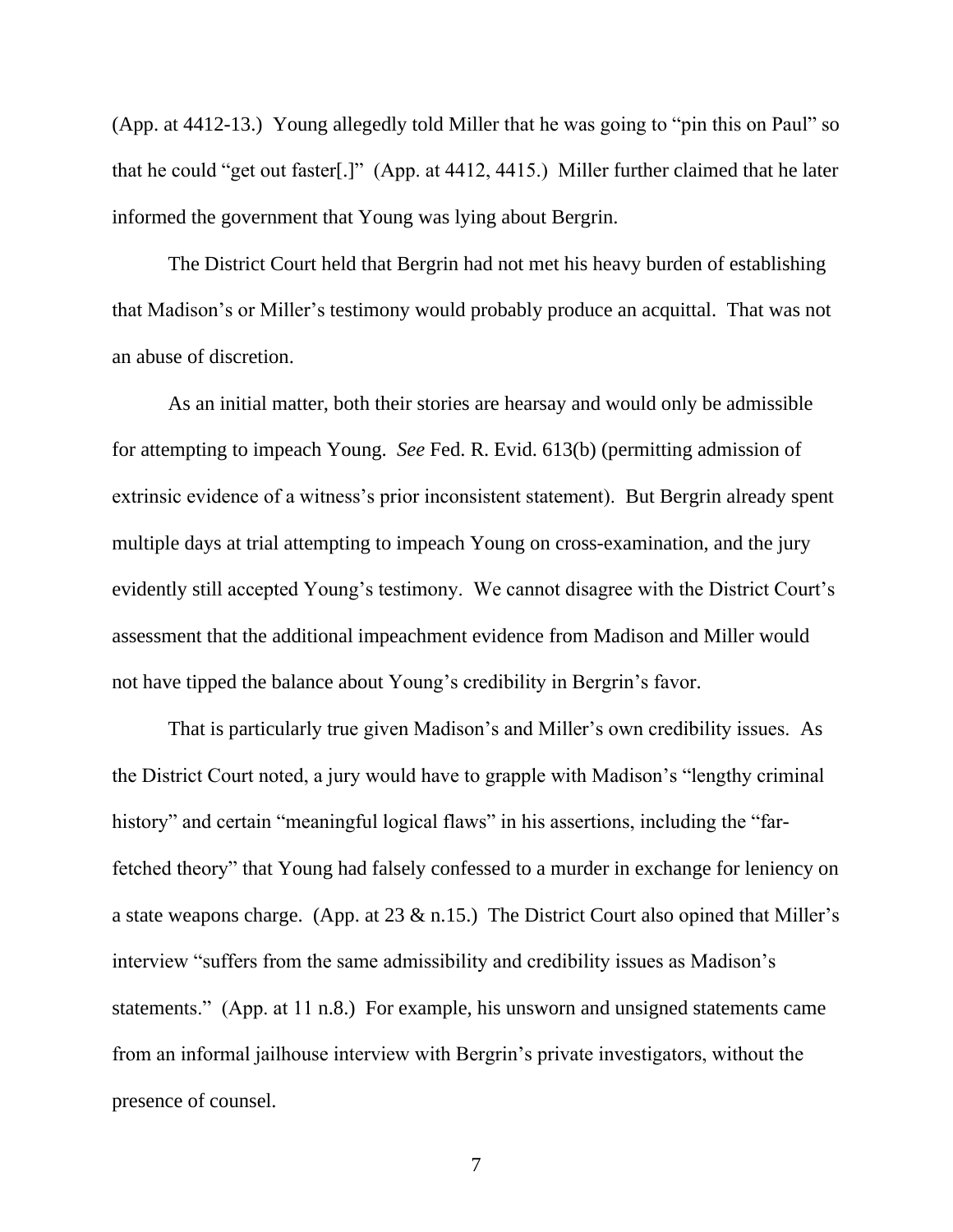(App. at 4412-13.) Young allegedly told Miller that he was going to "pin this on Paul" so that he could "get out faster[.]" (App. at 4412, 4415.) Miller further claimed that he later informed the government that Young was lying about Bergrin.

The District Court held that Bergrin had not met his heavy burden of establishing that Madison's or Miller's testimony would probably produce an acquittal. That was not an abuse of discretion.

As an initial matter, both their stories are hearsay and would only be admissible for attempting to impeach Young. *See* Fed. R. Evid. 613(b) (permitting admission of extrinsic evidence of a witness's prior inconsistent statement). But Bergrin already spent multiple days at trial attempting to impeach Young on cross-examination, and the jury evidently still accepted Young's testimony. We cannot disagree with the District Court's assessment that the additional impeachment evidence from Madison and Miller would not have tipped the balance about Young's credibility in Bergrin's favor.

That is particularly true given Madison's and Miller's own credibility issues. As the District Court noted, a jury would have to grapple with Madison's "lengthy criminal history" and certain "meaningful logical flaws" in his assertions, including the "far-fetched theory" that Young had falsely confessed to a murder in exchange for leniency on a state weapons charge. (App. at 23 & n.15.) The District Court also opined that Miller's interview "suffers from the same admissibility and credibility issues as Madison's statements." (App. at 11 n.8.) For example, his unsworn and unsigned statements came from an informal jailhouse interview with Bergrin's private investigators, without the presence of counsel.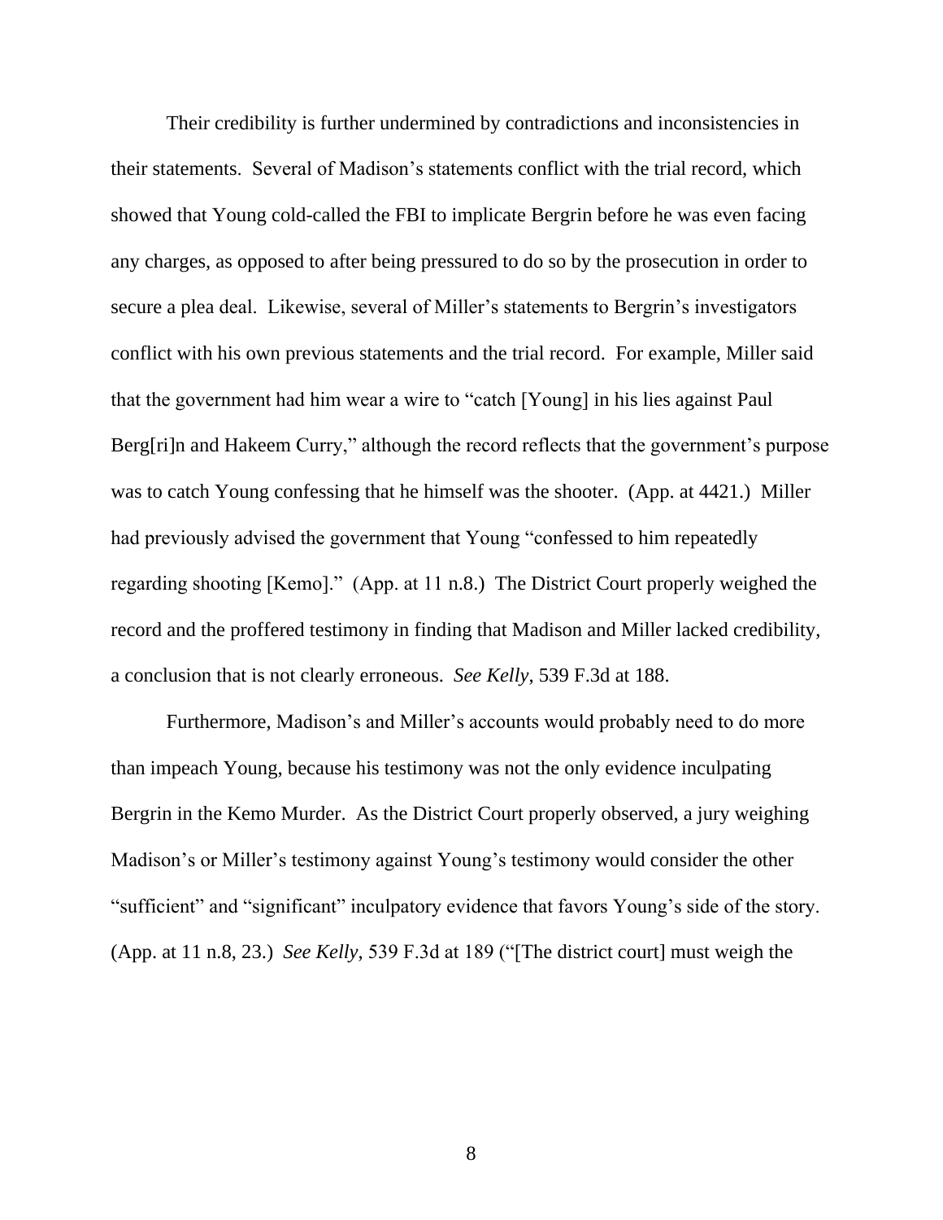Their credibility is further undermined by contradictions and inconsistencies in their statements. Several of Madison's statements conflict with the trial record, which showed that Young cold-called the FBI to implicate Bergrin before he was even facing any charges, as opposed to after being pressured to do so by the prosecution in order to secure a plea deal. Likewise, several of Miller's statements to Bergrin's investigators conflict with his own previous statements and the trial record. For example, Miller said that the government had him wear a wire to "catch [Young] in his lies against Paul Berg[ri]n and Hakeem Curry," although the record reflects that the government's purpose was to catch Young confessing that he himself was the shooter. (App. at 4421.) Miller had previously advised the government that Young "confessed to him repeatedly regarding shooting [Kemo]." (App. at 11 n.8.) The District Court properly weighed the record and the proffered testimony in finding that Madison and Miller lacked credibility, a conclusion that is not clearly erroneous. *See Kelly*, 539 F.3d at 188.

Furthermore, Madison's and Miller's accounts would probably need to do more than impeach Young, because his testimony was not the only evidence inculpating Bergrin in the Kemo Murder. As the District Court properly observed, a jury weighing Madison's or Miller's testimony against Young's testimony would consider the other "sufficient" and "significant" inculpatory evidence that favors Young's side of the story. (App. at 11 n.8, 23.) *See Kelly*, 539 F.3d at 189 ("[The district court] must weigh the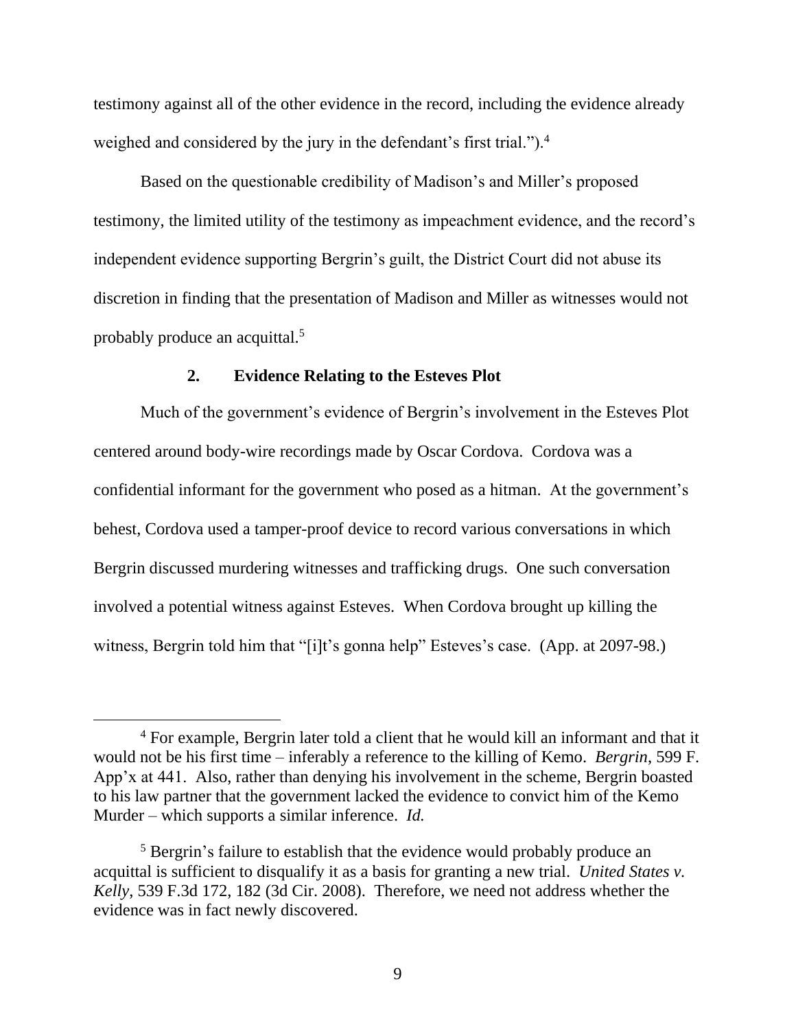testimony against all of the other evidence in the record, including the evidence already weighed and considered by the jury in the defendant's first trial.").[4]

Based on the questionable credibility of Madison's and Miller's proposed testimony, the limited utility of the testimony as impeachment evidence, and the record's independent evidence supporting Bergrin's guilt, the District Court did not abuse its discretion in finding that the presentation of Madison and Miller as witnesses would not probably produce an acquittal.[5]

### 2. Evidence Relating to the Esteves Plot

Much of the government's evidence of Bergrin's involvement in the Esteves Plot centered around body-wire recordings made by Oscar Cordova. Cordova was a confidential informant for the government who posed as a hitman. At the government's behest, Cordova used a tamper-proof device to record various conversations in which Bergrin discussed murdering witnesses and trafficking drugs. One such conversation involved a potential witness against Esteves. When Cordova brought up killing the witness, Bergrin told him that "[i]t's gonna help" Esteves's case. (App. at 2097-98.)

---

[4] For example, Bergrin later told a client that he would kill an informant and that it would not be his first time – inferably a reference to the killing of Kemo. *Bergrin*, 599 F. App'x at 441. Also, rather than denying his involvement in the scheme, Bergrin boasted to his law partner that the government lacked the evidence to convict him of the Kemo Murder – which supports a similar inference. *Id.*

[5] Bergrin's failure to establish that the evidence would probably produce an acquittal is sufficient to disqualify it as a basis for granting a new trial. *United States v. Kelly*, 539 F.3d 172, 182 (3d Cir. 2008). Therefore, we need not address whether the evidence was in fact newly discovered.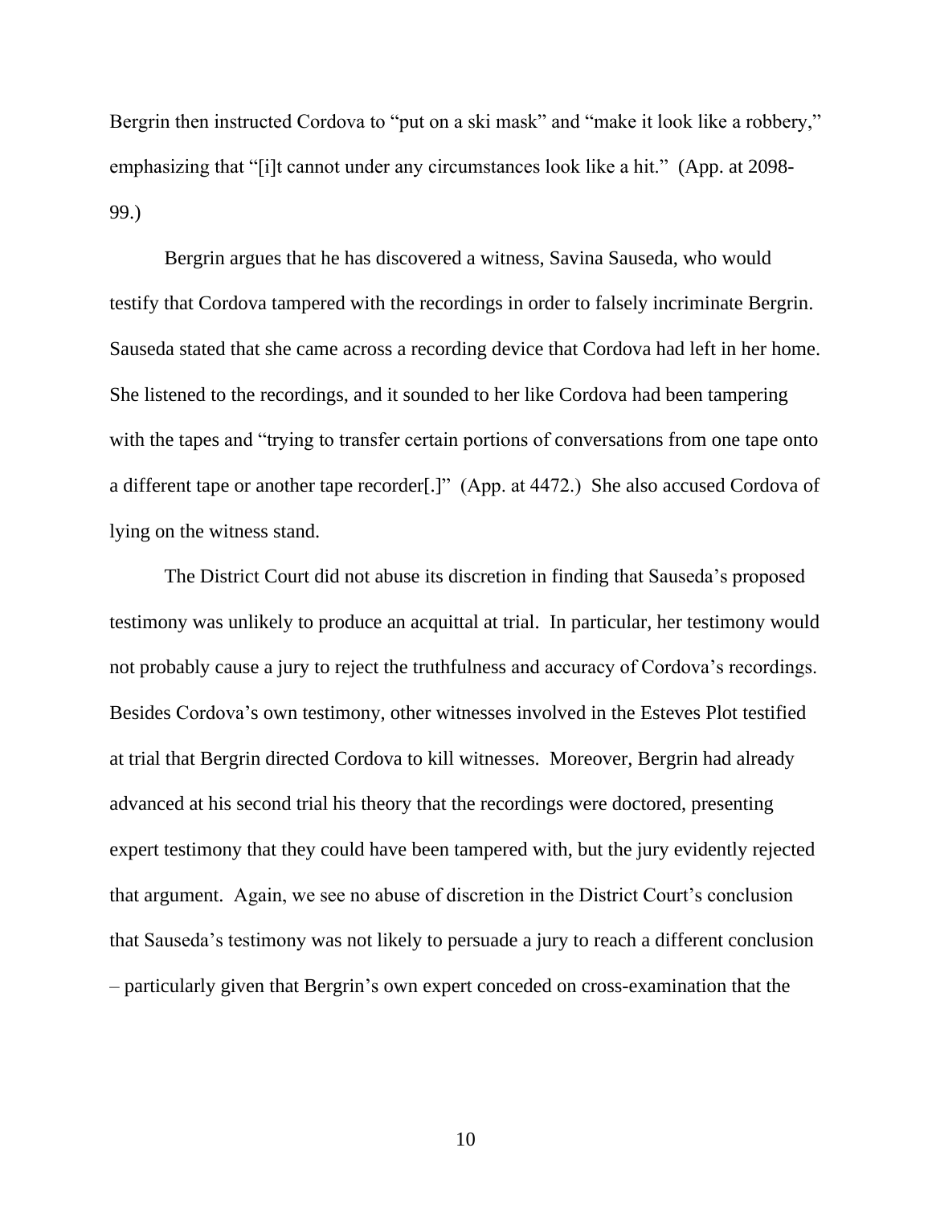Bergrin then instructed Cordova to "put on a ski mask" and "make it look like a robbery," emphasizing that "[i]t cannot under any circumstances look like a hit." (App. at 2098-99.)

Bergrin argues that he has discovered a witness, Savina Sauseda, who would testify that Cordova tampered with the recordings in order to falsely incriminate Bergrin. Sauseda stated that she came across a recording device that Cordova had left in her home. She listened to the recordings, and it sounded to her like Cordova had been tampering with the tapes and "trying to transfer certain portions of conversations from one tape onto a different tape or another tape recorder[.]" (App. at 4472.) She also accused Cordova of lying on the witness stand.

The District Court did not abuse its discretion in finding that Sauseda's proposed testimony was unlikely to produce an acquittal at trial. In particular, her testimony would not probably cause a jury to reject the truthfulness and accuracy of Cordova's recordings. Besides Cordova's own testimony, other witnesses involved in the Esteves Plot testified at trial that Bergrin directed Cordova to kill witnesses. Moreover, Bergrin had already advanced at his second trial his theory that the recordings were doctored, presenting expert testimony that they could have been tampered with, but the jury evidently rejected that argument. Again, we see no abuse of discretion in the District Court's conclusion that Sauseda's testimony was not likely to persuade a jury to reach a different conclusion – particularly given that Bergrin's own expert conceded on cross-examination that the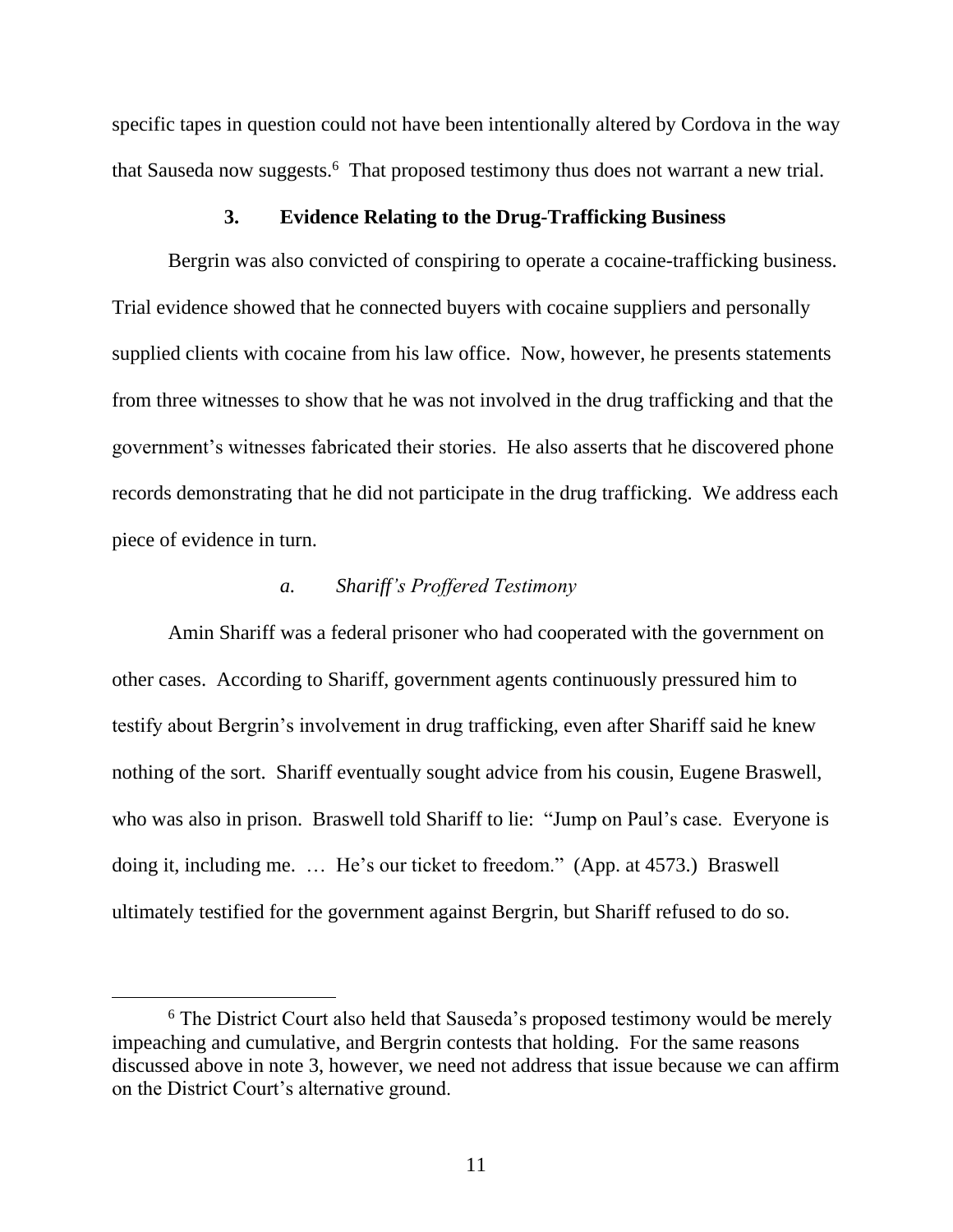specific tapes in question could not have been intentionally altered by Cordova in the way that Sauseda now suggests.[6] That proposed testimony thus does not warrant a new trial.

### 3. Evidence Relating to the Drug-Trafficking Business

Bergrin was also convicted of conspiring to operate a cocaine-trafficking business. Trial evidence showed that he connected buyers with cocaine suppliers and personally supplied clients with cocaine from his law office. Now, however, he presents statements from three witnesses to show that he was not involved in the drug trafficking and that the government's witnesses fabricated their stories. He also asserts that he discovered phone records demonstrating that he did not participate in the drug trafficking. We address each piece of evidence in turn.

#### *a. Shariff's Proffered Testimony*

Amin Shariff was a federal prisoner who had cooperated with the government on other cases. According to Shariff, government agents continuously pressured him to testify about Bergrin's involvement in drug trafficking, even after Shariff said he knew nothing of the sort. Shariff eventually sought advice from his cousin, Eugene Braswell, who was also in prison. Braswell told Shariff to lie: "Jump on Paul's case. Everyone is doing it, including me. … He's our ticket to freedom." (App. at 4573.) Braswell ultimately testified for the government against Bergrin, but Shariff refused to do so.

---

[6] The District Court also held that Sauseda's proposed testimony would be merely impeaching and cumulative, and Bergrin contests that holding. For the same reasons discussed above in note 3, however, we need not address that issue because we can affirm on the District Court's alternative ground.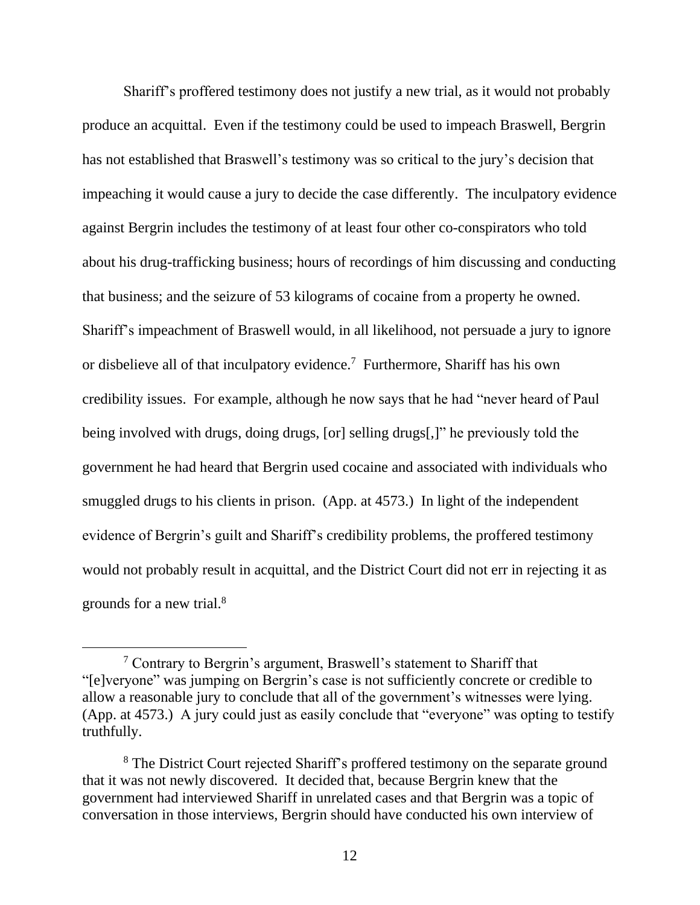Shariff's proffered testimony does not justify a new trial, as it would not probably produce an acquittal. Even if the testimony could be used to impeach Braswell, Bergrin has not established that Braswell's testimony was so critical to the jury's decision that impeaching it would cause a jury to decide the case differently. The inculpatory evidence against Bergrin includes the testimony of at least four other co-conspirators who told about his drug-trafficking business; hours of recordings of him discussing and conducting that business; and the seizure of 53 kilograms of cocaine from a property he owned. Shariff's impeachment of Braswell would, in all likelihood, not persuade a jury to ignore or disbelieve all of that inculpatory evidence.[7] Furthermore, Shariff has his own credibility issues. For example, although he now says that he had "never heard of Paul being involved with drugs, doing drugs, [or] selling drugs[,]" he previously told the government he had heard that Bergrin used cocaine and associated with individuals who smuggled drugs to his clients in prison. (App. at 4573.) In light of the independent evidence of Bergrin's guilt and Shariff's credibility problems, the proffered testimony would not probably result in acquittal, and the District Court did not err in rejecting it as grounds for a new trial.[8]

[7] Contrary to Bergrin's argument, Braswell's statement to Shariff that "[e]veryone" was jumping on Bergrin's case is not sufficiently concrete or credible to allow a reasonable jury to conclude that all of the government's witnesses were lying. (App. at 4573.) A jury could just as easily conclude that "everyone" was opting to testify truthfully.

[8] The District Court rejected Shariff's proffered testimony on the separate ground that it was not newly discovered. It decided that, because Bergrin knew that the government had interviewed Shariff in unrelated cases and that Bergrin was a topic of conversation in those interviews, Bergrin should have conducted his own interview of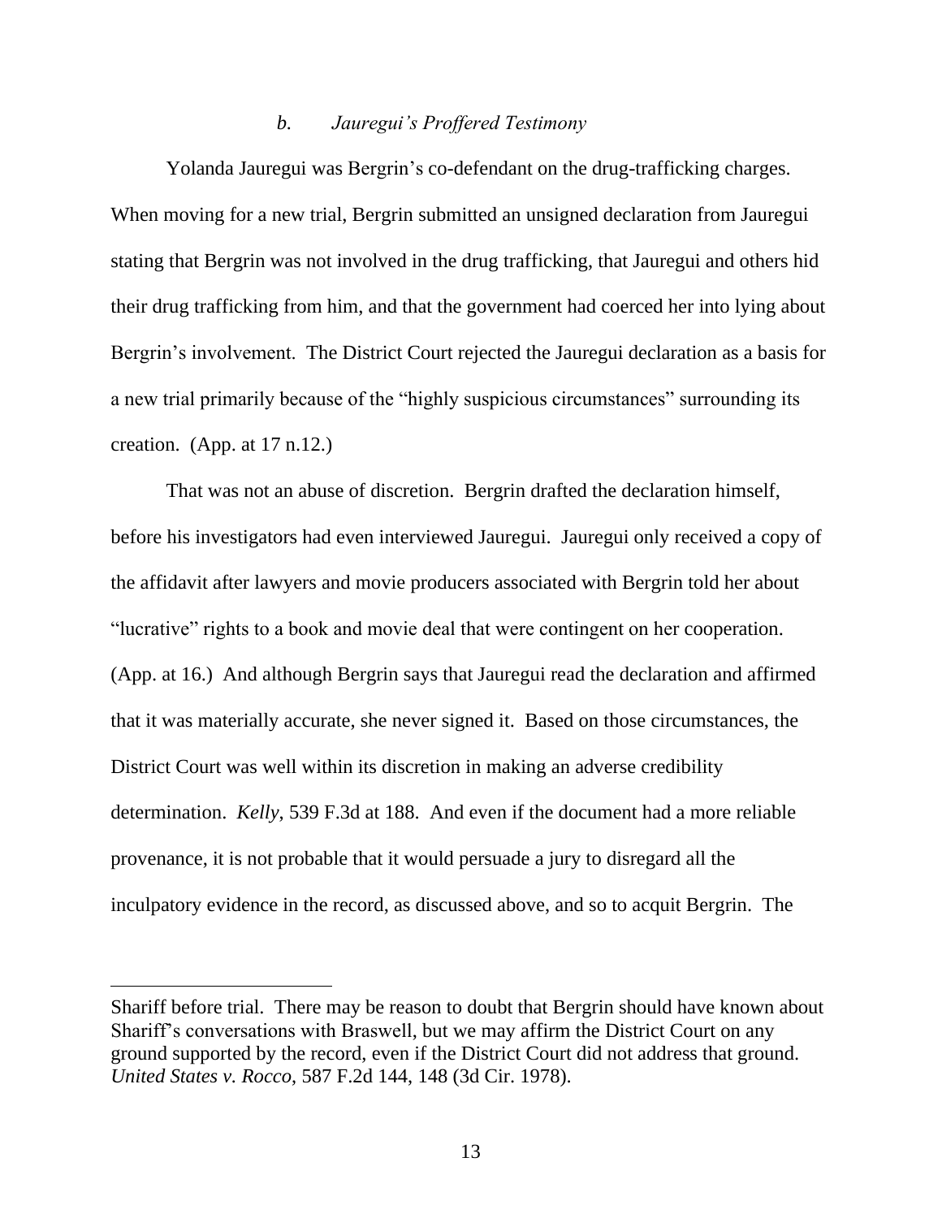### *b. Jauregui's Proffered Testimony*

Yolanda Jauregui was Bergrin's co-defendant on the drug-trafficking charges. When moving for a new trial, Bergrin submitted an unsigned declaration from Jauregui stating that Bergrin was not involved in the drug trafficking, that Jauregui and others hid their drug trafficking from him, and that the government had coerced her into lying about Bergrin's involvement. The District Court rejected the Jauregui declaration as a basis for a new trial primarily because of the "highly suspicious circumstances" surrounding its creation. (App. at 17 n.12.)

That was not an abuse of discretion. Bergrin drafted the declaration himself, before his investigators had even interviewed Jauregui. Jauregui only received a copy of the affidavit after lawyers and movie producers associated with Bergrin told her about "lucrative" rights to a book and movie deal that were contingent on her cooperation. (App. at 16.) And although Bergrin says that Jauregui read the declaration and affirmed that it was materially accurate, she never signed it. Based on those circumstances, the District Court was well within its discretion in making an adverse credibility determination. *Kelly*, 539 F.3d at 188. And even if the document had a more reliable provenance, it is not probable that it would persuade a jury to disregard all the inculpatory evidence in the record, as discussed above, and so to acquit Bergrin. The

---

Shariff before trial. There may be reason to doubt that Bergrin should have known about Shariff's conversations with Braswell, but we may affirm the District Court on any ground supported by the record, even if the District Court did not address that ground. *United States v. Rocco*, 587 F.2d 144, 148 (3d Cir. 1978).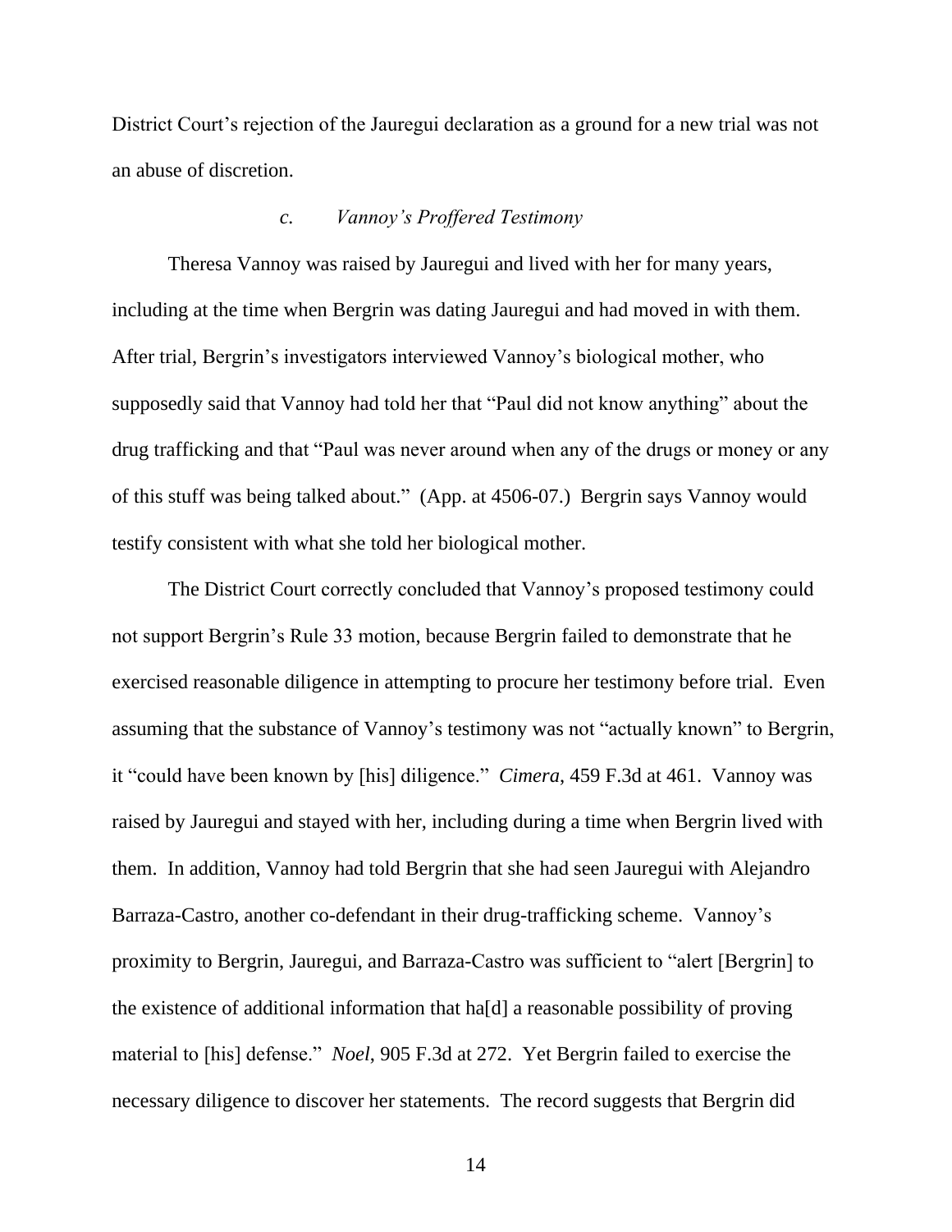District Court's rejection of the Jauregui declaration as a ground for a new trial was not an abuse of discretion.

### *c. Vannoy's Proffered Testimony*

Theresa Vannoy was raised by Jauregui and lived with her for many years, including at the time when Bergrin was dating Jauregui and had moved in with them. After trial, Bergrin's investigators interviewed Vannoy's biological mother, who supposedly said that Vannoy had told her that "Paul did not know anything" about the drug trafficking and that "Paul was never around when any of the drugs or money or any of this stuff was being talked about." (App. at 4506-07.) Bergrin says Vannoy would testify consistent with what she told her biological mother.

The District Court correctly concluded that Vannoy's proposed testimony could not support Bergrin's Rule 33 motion, because Bergrin failed to demonstrate that he exercised reasonable diligence in attempting to procure her testimony before trial. Even assuming that the substance of Vannoy's testimony was not "actually known" to Bergrin, it "could have been known by [his] diligence." *Cimera*, 459 F.3d at 461. Vannoy was raised by Jauregui and stayed with her, including during a time when Bergrin lived with them. In addition, Vannoy had told Bergrin that she had seen Jauregui with Alejandro Barraza-Castro, another co-defendant in their drug-trafficking scheme. Vannoy's proximity to Bergrin, Jauregui, and Barraza-Castro was sufficient to "alert [Bergrin] to the existence of additional information that ha[d] a reasonable possibility of proving material to [his] defense." *Noel*, 905 F.3d at 272. Yet Bergrin failed to exercise the necessary diligence to discover her statements. The record suggests that Bergrin did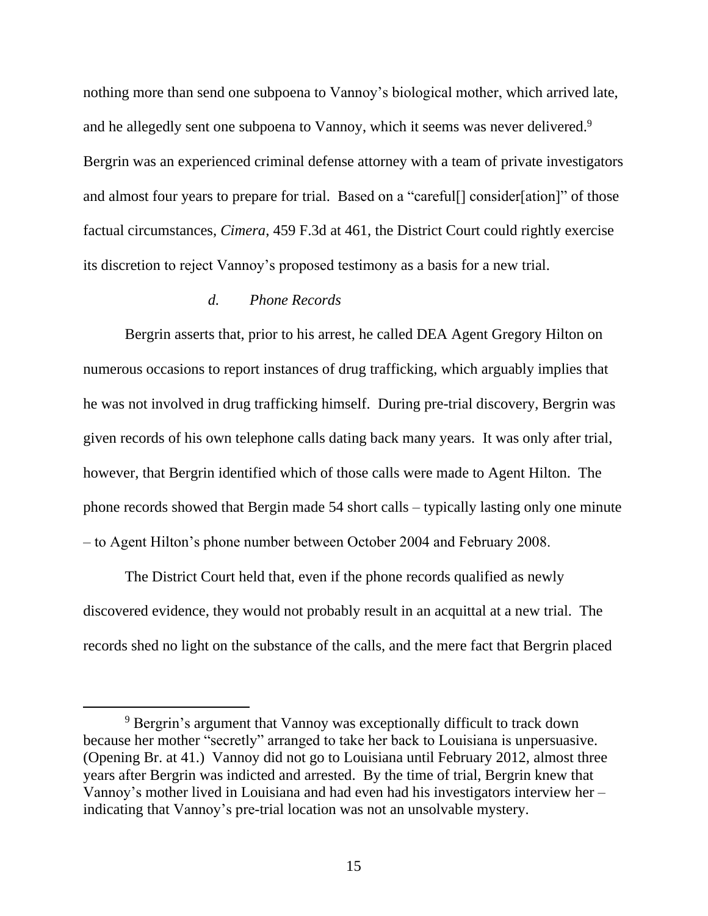nothing more than send one subpoena to Vannoy's biological mother, which arrived late, and he allegedly sent one subpoena to Vannoy, which it seems was never delivered.[9] Bergrin was an experienced criminal defense attorney with a team of private investigators and almost four years to prepare for trial. Based on a "careful[] consider[ation]" of those factual circumstances, *Cimera*, 459 F.3d at 461, the District Court could rightly exercise its discretion to reject Vannoy's proposed testimony as a basis for a new trial.

*d. Phone Records*

Bergrin asserts that, prior to his arrest, he called DEA Agent Gregory Hilton on numerous occasions to report instances of drug trafficking, which arguably implies that he was not involved in drug trafficking himself. During pre-trial discovery, Bergrin was given records of his own telephone calls dating back many years. It was only after trial, however, that Bergrin identified which of those calls were made to Agent Hilton. The phone records showed that Bergin made 54 short calls – typically lasting only one minute – to Agent Hilton's phone number between October 2004 and February 2008.

The District Court held that, even if the phone records qualified as newly discovered evidence, they would not probably result in an acquittal at a new trial. The records shed no light on the substance of the calls, and the mere fact that Bergrin placed

[9] Bergrin's argument that Vannoy was exceptionally difficult to track down because her mother "secretly" arranged to take her back to Louisiana is unpersuasive. (Opening Br. at 41.) Vannoy did not go to Louisiana until February 2012, almost three years after Bergrin was indicted and arrested. By the time of trial, Bergrin knew that Vannoy's mother lived in Louisiana and had even had his investigators interview her – indicating that Vannoy's pre-trial location was not an unsolvable mystery.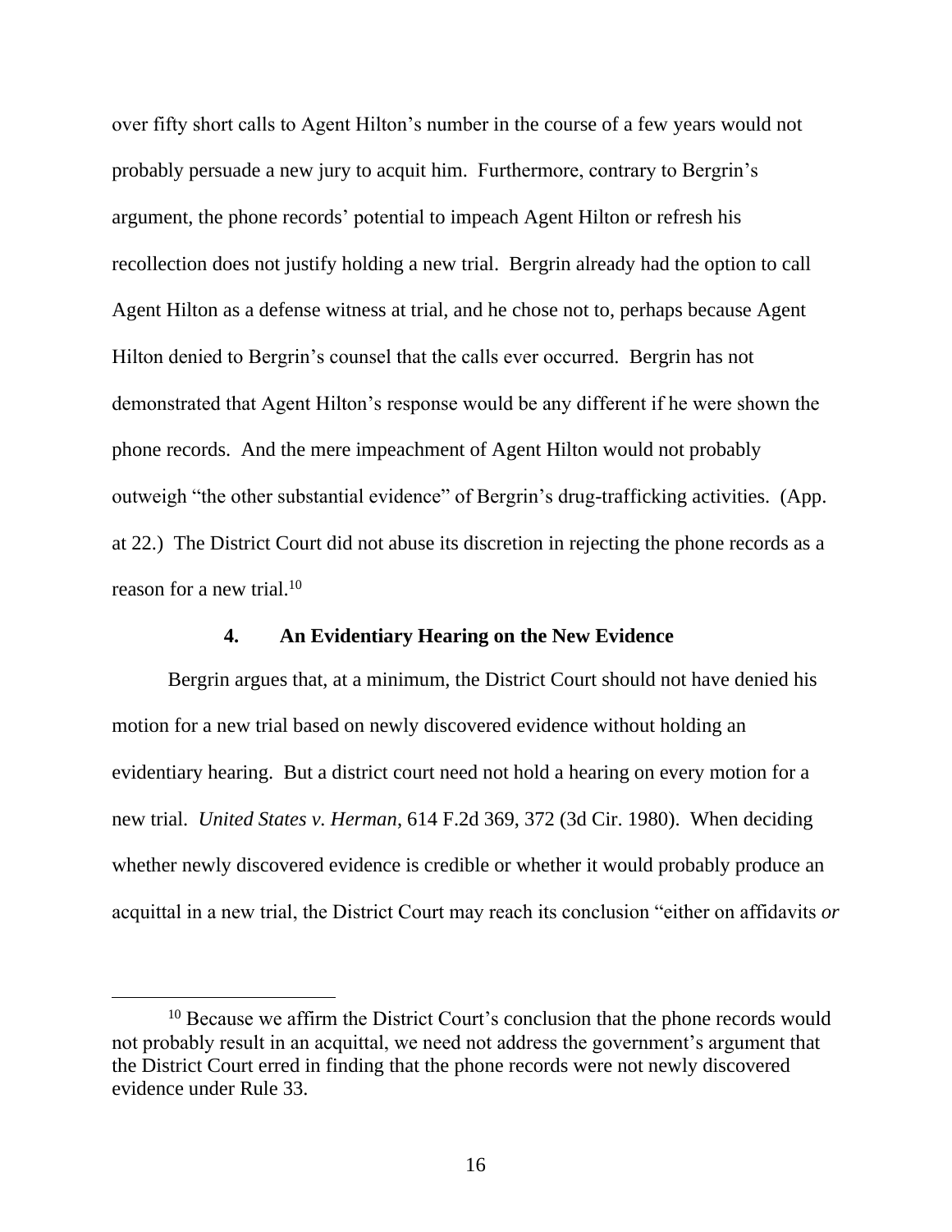over fifty short calls to Agent Hilton's number in the course of a few years would not probably persuade a new jury to acquit him. Furthermore, contrary to Bergrin's argument, the phone records' potential to impeach Agent Hilton or refresh his recollection does not justify holding a new trial. Bergrin already had the option to call Agent Hilton as a defense witness at trial, and he chose not to, perhaps because Agent Hilton denied to Bergrin's counsel that the calls ever occurred. Bergrin has not demonstrated that Agent Hilton's response would be any different if he were shown the phone records. And the mere impeachment of Agent Hilton would not probably outweigh "the other substantial evidence" of Bergrin's drug-trafficking activities. (App. at 22.) The District Court did not abuse its discretion in rejecting the phone records as a reason for a new trial.[10]

#### 4. An Evidentiary Hearing on the New Evidence

Bergrin argues that, at a minimum, the District Court should not have denied his motion for a new trial based on newly discovered evidence without holding an evidentiary hearing. But a district court need not hold a hearing on every motion for a new trial. *United States v. Herman*, 614 F.2d 369, 372 (3d Cir. 1980). When deciding whether newly discovered evidence is credible or whether it would probably produce an acquittal in a new trial, the District Court may reach its conclusion "either on affidavits *or*

[10] Because we affirm the District Court's conclusion that the phone records would not probably result in an acquittal, we need not address the government's argument that the District Court erred in finding that the phone records were not newly discovered evidence under Rule 33.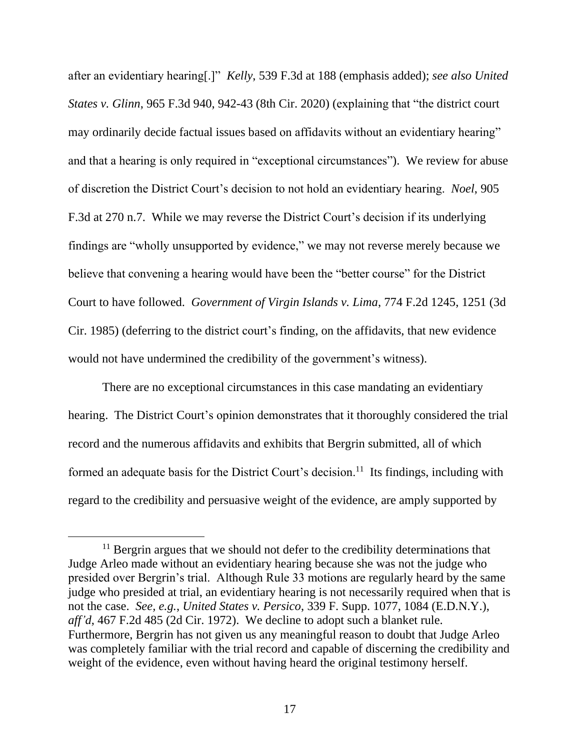after an evidentiary hearing[.]" *Kelly*, 539 F.3d at 188 (emphasis added); *see also United States v. Glinn*, 965 F.3d 940, 942-43 (8th Cir. 2020) (explaining that "the district court may ordinarily decide factual issues based on affidavits without an evidentiary hearing" and that a hearing is only required in "exceptional circumstances"). We review for abuse of discretion the District Court's decision to not hold an evidentiary hearing. *Noel*, 905 F.3d at 270 n.7. While we may reverse the District Court's decision if its underlying findings are "wholly unsupported by evidence," we may not reverse merely because we believe that convening a hearing would have been the "better course" for the District Court to have followed. *Government of Virgin Islands v. Lima*, 774 F.2d 1245, 1251 (3d Cir. 1985) (deferring to the district court's finding, on the affidavits, that new evidence would not have undermined the credibility of the government's witness).

There are no exceptional circumstances in this case mandating an evidentiary hearing. The District Court's opinion demonstrates that it thoroughly considered the trial record and the numerous affidavits and exhibits that Bergrin submitted, all of which formed an adequate basis for the District Court's decision.[11] Its findings, including with regard to the credibility and persuasive weight of the evidence, are amply supported by

---

[11] Bergrin argues that we should not defer to the credibility determinations that Judge Arleo made without an evidentiary hearing because she was not the judge who presided over Bergrin's trial. Although Rule 33 motions are regularly heard by the same judge who presided at trial, an evidentiary hearing is not necessarily required when that is not the case. *See, e.g.*, *United States v. Persico*, 339 F. Supp. 1077, 1084 (E.D.N.Y.), *aff'd*, 467 F.2d 485 (2d Cir. 1972). We decline to adopt such a blanket rule. Furthermore, Bergrin has not given us any meaningful reason to doubt that Judge Arleo was completely familiar with the trial record and capable of discerning the credibility and weight of the evidence, even without having heard the original testimony herself.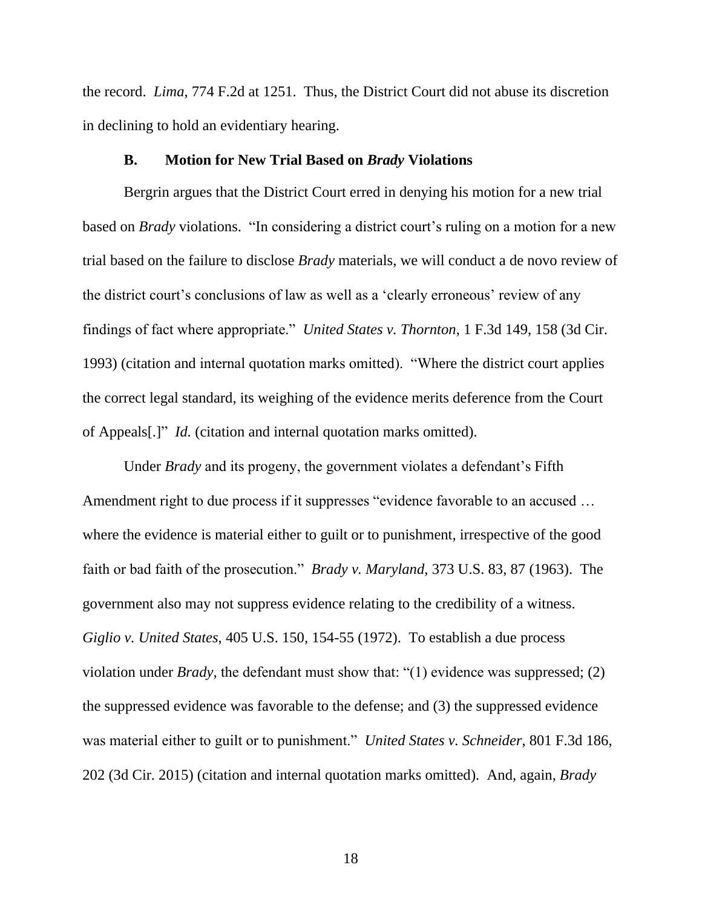the record. *Lima*, 774 F.2d at 1251. Thus, the District Court did not abuse its discretion in declining to hold an evidentiary hearing.

### B. Motion for New Trial Based on *Brady* Violations

Bergrin argues that the District Court erred in denying his motion for a new trial based on *Brady* violations. "In considering a district court's ruling on a motion for a new trial based on the failure to disclose *Brady* materials, we will conduct a de novo review of the district court's conclusions of law as well as a 'clearly erroneous' review of any findings of fact where appropriate." *United States v. Thornton*, 1 F.3d 149, 158 (3d Cir. 1993) (citation and internal quotation marks omitted). "Where the district court applies the correct legal standard, its weighing of the evidence merits deference from the Court of Appeals[.]" *Id.* (citation and internal quotation marks omitted).

Under *Brady* and its progeny, the government violates a defendant's Fifth Amendment right to due process if it suppresses "evidence favorable to an accused … where the evidence is material either to guilt or to punishment, irrespective of the good faith or bad faith of the prosecution." *Brady v. Maryland*, 373 U.S. 83, 87 (1963). The government also may not suppress evidence relating to the credibility of a witness. *Giglio v. United States*, 405 U.S. 150, 154-55 (1972). To establish a due process violation under *Brady*, the defendant must show that: "(1) evidence was suppressed; (2) the suppressed evidence was favorable to the defense; and (3) the suppressed evidence was material either to guilt or to punishment." *United States v. Schneider*, 801 F.3d 186, 202 (3d Cir. 2015) (citation and internal quotation marks omitted). And, again, *Brady*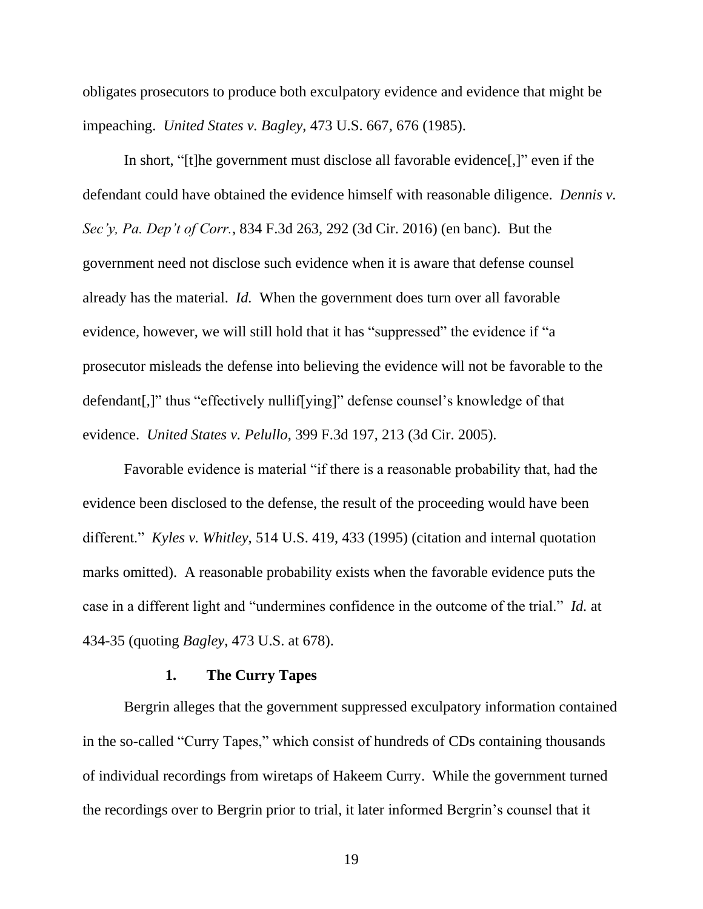obligates prosecutors to produce both exculpatory evidence and evidence that might be impeaching. *United States v. Bagley*, 473 U.S. 667, 676 (1985).

In short, "[t]he government must disclose all favorable evidence[,]" even if the defendant could have obtained the evidence himself with reasonable diligence. *Dennis v. Sec'y, Pa. Dep't of Corr.*, 834 F.3d 263, 292 (3d Cir. 2016) (en banc). But the government need not disclose such evidence when it is aware that defense counsel already has the material. *Id.* When the government does turn over all favorable evidence, however, we will still hold that it has "suppressed" the evidence if "a prosecutor misleads the defense into believing the evidence will not be favorable to the defendant[,]" thus "effectively nullif[ying]" defense counsel's knowledge of that evidence. *United States v. Pelullo*, 399 F.3d 197, 213 (3d Cir. 2005).

Favorable evidence is material "if there is a reasonable probability that, had the evidence been disclosed to the defense, the result of the proceeding would have been different." *Kyles v. Whitley*, 514 U.S. 419, 433 (1995) (citation and internal quotation marks omitted). A reasonable probability exists when the favorable evidence puts the case in a different light and "undermines confidence in the outcome of the trial." *Id.* at 434-35 (quoting *Bagley*, 473 U.S. at 678).

#### 1. The Curry Tapes

Bergrin alleges that the government suppressed exculpatory information contained in the so-called "Curry Tapes," which consist of hundreds of CDs containing thousands of individual recordings from wiretaps of Hakeem Curry. While the government turned the recordings over to Bergrin prior to trial, it later informed Bergrin's counsel that it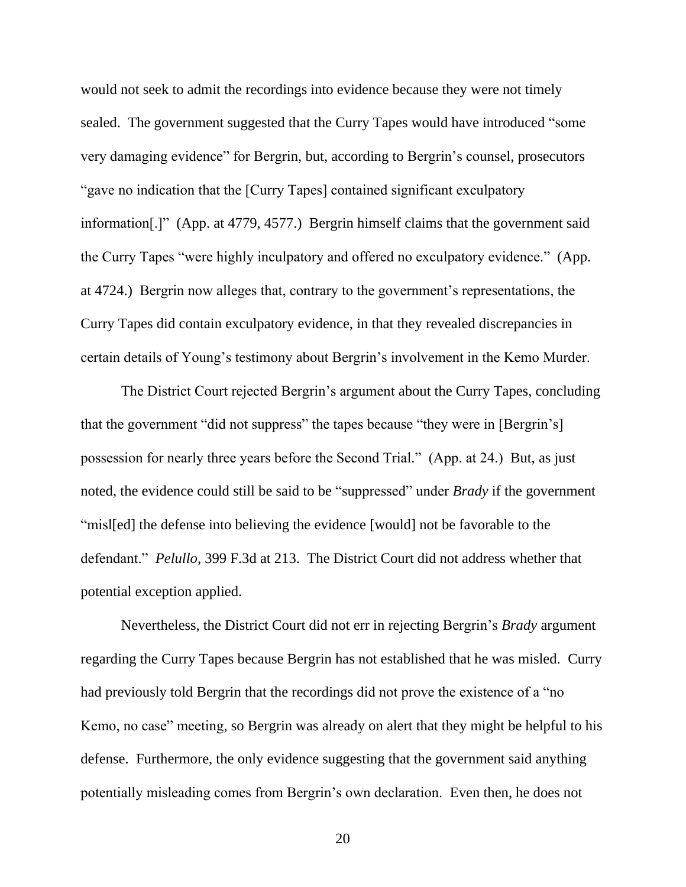would not seek to admit the recordings into evidence because they were not timely sealed. The government suggested that the Curry Tapes would have introduced "some very damaging evidence" for Bergrin, but, according to Bergrin's counsel, prosecutors "gave no indication that the [Curry Tapes] contained significant exculpatory information[.]" (App. at 4779, 4577.) Bergrin himself claims that the government said the Curry Tapes "were highly inculpatory and offered no exculpatory evidence." (App. at 4724.) Bergrin now alleges that, contrary to the government's representations, the Curry Tapes did contain exculpatory evidence, in that they revealed discrepancies in certain details of Young's testimony about Bergrin's involvement in the Kemo Murder.

The District Court rejected Bergrin's argument about the Curry Tapes, concluding that the government "did not suppress" the tapes because "they were in [Bergrin's] possession for nearly three years before the Second Trial." (App. at 24.) But, as just noted, the evidence could still be said to be "suppressed" under *Brady* if the government "misl[ed] the defense into believing the evidence [would] not be favorable to the defendant." *Pelullo*, 399 F.3d at 213. The District Court did not address whether that potential exception applied.

Nevertheless, the District Court did not err in rejecting Bergrin's *Brady* argument regarding the Curry Tapes because Bergrin has not established that he was misled. Curry had previously told Bergrin that the recordings did not prove the existence of a "no Kemo, no case" meeting, so Bergrin was already on alert that they might be helpful to his defense. Furthermore, the only evidence suggesting that the government said anything potentially misleading comes from Bergrin's own declaration. Even then, he does not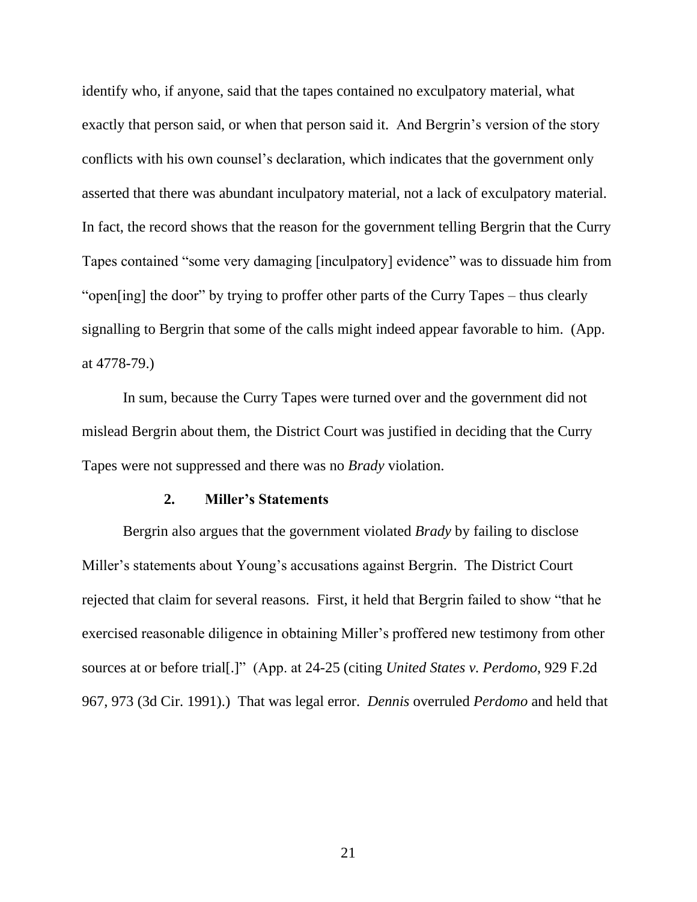identify who, if anyone, said that the tapes contained no exculpatory material, what exactly that person said, or when that person said it. And Bergrin's version of the story conflicts with his own counsel's declaration, which indicates that the government only asserted that there was abundant inculpatory material, not a lack of exculpatory material. In fact, the record shows that the reason for the government telling Bergrin that the Curry Tapes contained "some very damaging [inculpatory] evidence" was to dissuade him from "open[ing] the door" by trying to proffer other parts of the Curry Tapes – thus clearly signalling to Bergrin that some of the calls might indeed appear favorable to him. (App. at 4778-79.)

In sum, because the Curry Tapes were turned over and the government did not mislead Bergrin about them, the District Court was justified in deciding that the Curry Tapes were not suppressed and there was no *Brady* violation.

### 2. Miller's Statements

Bergrin also argues that the government violated *Brady* by failing to disclose Miller's statements about Young's accusations against Bergrin. The District Court rejected that claim for several reasons. First, it held that Bergrin failed to show "that he exercised reasonable diligence in obtaining Miller's proffered new testimony from other sources at or before trial[.]" (App. at 24-25 (citing *United States v. Perdomo*, 929 F.2d 967, 973 (3d Cir. 1991).) That was legal error. *Dennis* overruled *Perdomo* and held that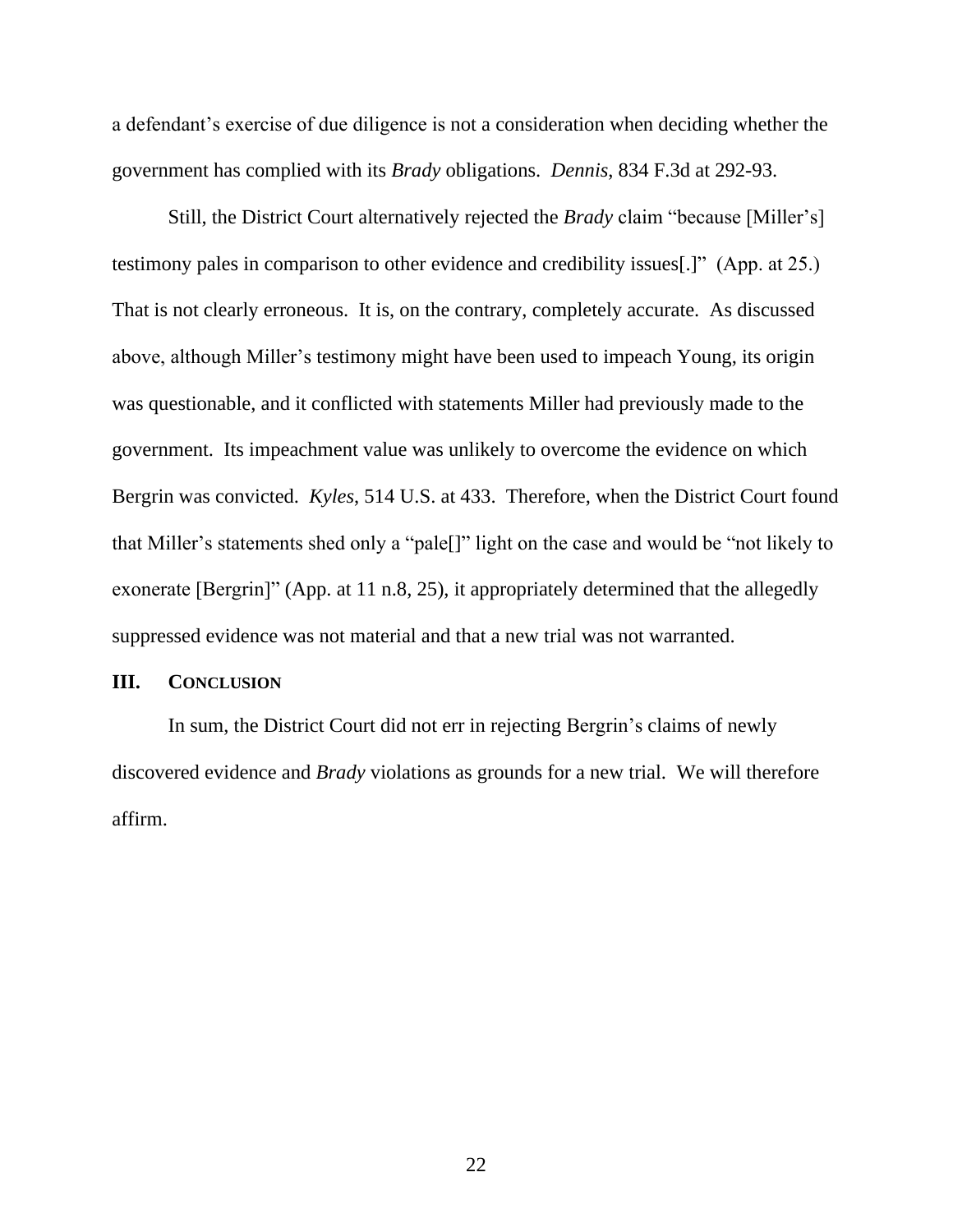a defendant's exercise of due diligence is not a consideration when deciding whether the government has complied with its *Brady* obligations. *Dennis*, 834 F.3d at 292-93.

Still, the District Court alternatively rejected the *Brady* claim "because [Miller's] testimony pales in comparison to other evidence and credibility issues[.]" (App. at 25.) That is not clearly erroneous. It is, on the contrary, completely accurate. As discussed above, although Miller's testimony might have been used to impeach Young, its origin was questionable, and it conflicted with statements Miller had previously made to the government. Its impeachment value was unlikely to overcome the evidence on which Bergrin was convicted. *Kyles*, 514 U.S. at 433. Therefore, when the District Court found that Miller's statements shed only a "pale[]" light on the case and would be "not likely to exonerate [Bergrin]" (App. at 11 n.8, 25), it appropriately determined that the allegedly suppressed evidence was not material and that a new trial was not warranted.

## III. CONCLUSION

In sum, the District Court did not err in rejecting Bergrin's claims of newly discovered evidence and *Brady* violations as grounds for a new trial. We will therefore affirm.